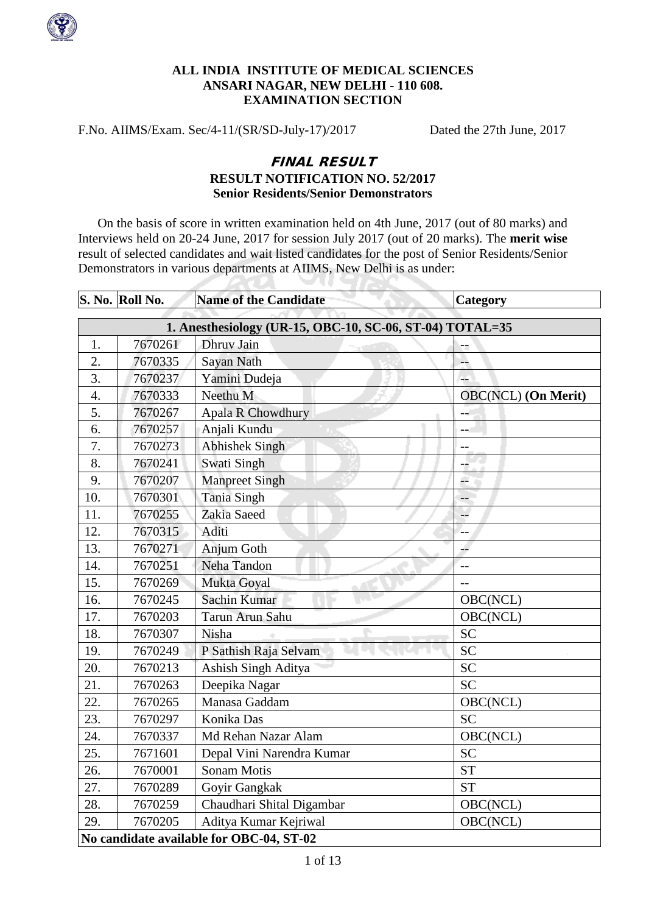**ALL INDIA INSTITUTE OF MEDICAL SCIENCES**
**ANSARI NAGAR, NEW DELHI - 110 608.**
**EXAMINATION SECTION**

F.No. AIIMS/Exam. Sec/4-11/(SR/SD-July-17)/2017 Dated the 27th June, 2017

# *FINAL RESULT*

## RESULT NOTIFICATION NO. 52/2017

### Senior Residents/Senior Demonstrators

On the basis of score in written examination held on 4th June, 2017 (out of 80 marks) and Interviews held on 20-24 June, 2017 for session July 2017 (out of 20 marks). The **merit wise** result of selected candidates and wait listed candidates for the post of Senior Residents/Senior Demonstrators in various departments at AIIMS, New Delhi is as under:

| S. No. | Roll No. | Name of the Candidate | Category |
|---|---|---|---|
| **1. Anesthesiology (UR-15, OBC-10, SC-06, ST-04) TOTAL=35** | | | |
| 1. | 7670261 | Dhruv Jain | -- |
| 2. | 7670335 | Sayan Nath | -- |
| 3. | 7670237 | Yamini Dudeja | -- |
| 4. | 7670333 | Neethu M | OBC(NCL) **(On Merit)** |
| 5. | 7670267 | Apala R Chowdhury | -- |
| 6. | 7670257 | Anjali Kundu | -- |
| 7. | 7670273 | Abhishek Singh | -- |
| 8. | 7670241 | Swati Singh | -- |
| 9. | 7670207 | Manpreet Singh | -- |
| 10. | 7670301 | Tania Singh | -- |
| 11. | 7670255 | Zakia Saeed | -- |
| 12. | 7670315 | Aditi | -- |
| 13. | 7670271 | Anjum Goth | -- |
| 14. | 7670251 | Neha Tandon | -- |
| 15. | 7670269 | Mukta Goyal | -- |
| 16. | 7670245 | Sachin Kumar | OBC(NCL) |
| 17. | 7670203 | Tarun Arun Sahu | OBC(NCL) |
| 18. | 7670307 | Nisha | SC |
| 19. | 7670249 | P Sathish Raja Selvam | SC |
| 20. | 7670213 | Ashish Singh Aditya | SC |
| 21. | 7670263 | Deepika Nagar | SC |
| 22. | 7670265 | Manasa Gaddam | OBC(NCL) |
| 23. | 7670297 | Konika Das | SC |
| 24. | 7670337 | Md Rehan Nazar Alam | OBC(NCL) |
| 25. | 7671601 | Depal Vini Narendra Kumar | SC |
| 26. | 7670001 | Sonam Motis | ST |
| 27. | 7670289 | Goyir Gangkak | ST |
| 28. | 7670259 | Chaudhari Shital Digambar | OBC(NCL) |
| 29. | 7670205 | Aditya Kumar Kejriwal | OBC(NCL) |
| **No candidate available for OBC-04, ST-02** | | | |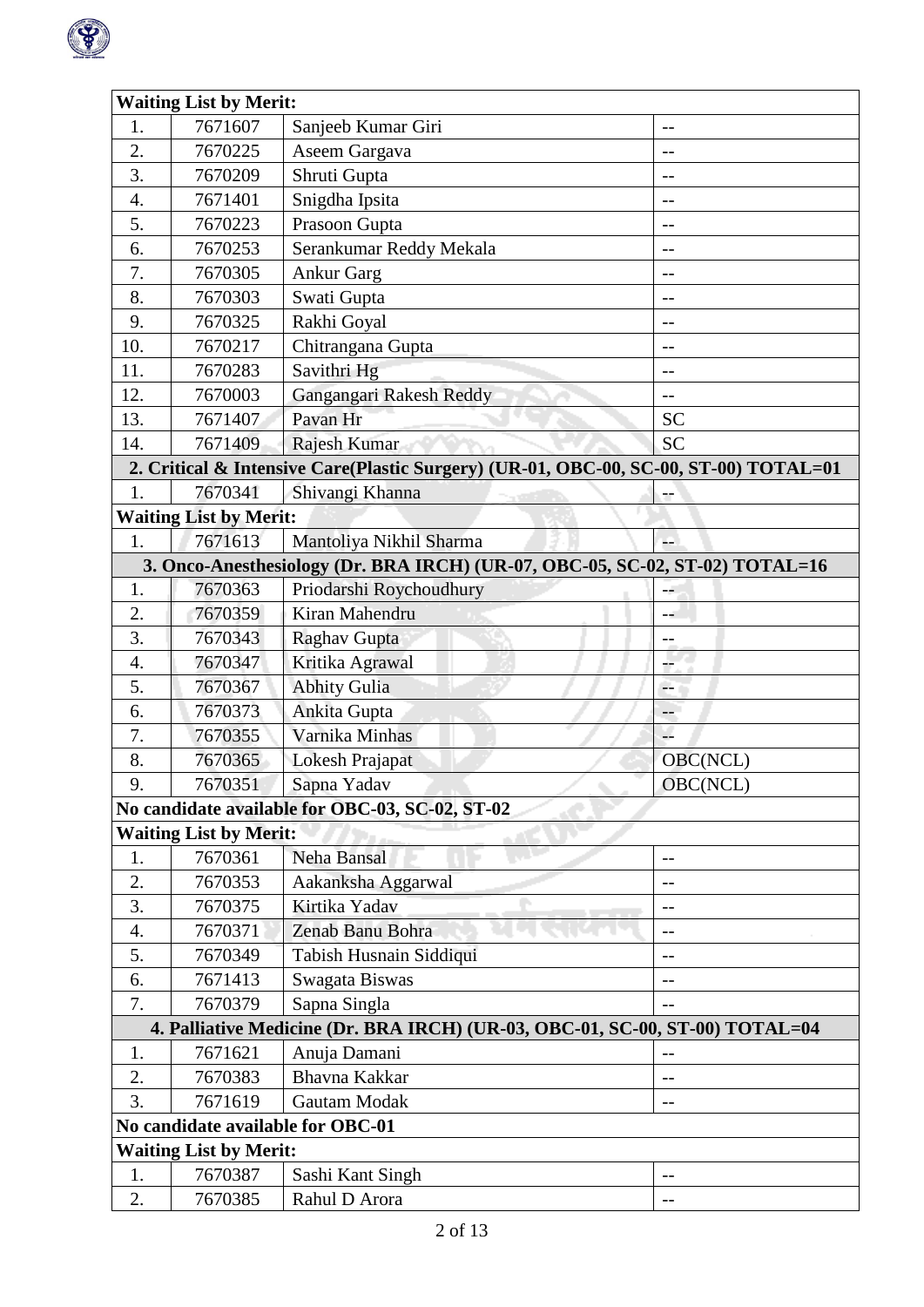| | | | |
|---|---|---|---|
| **Waiting List by Merit:** | | | |
| 1. | 7671607 | Sanjeeb Kumar Giri | -- |
| 2. | 7670225 | Aseem Gargava | -- |
| 3. | 7670209 | Shruti Gupta | -- |
| 4. | 7671401 | Snigdha Ipsita | -- |
| 5. | 7670223 | Prasoon Gupta | -- |
| 6. | 7670253 | Serankumar Reddy Mekala | -- |
| 7. | 7670305 | Ankur Garg | -- |
| 8. | 7670303 | Swati Gupta | -- |
| 9. | 7670325 | Rakhi Goyal | -- |
| 10. | 7670217 | Chitrangana Gupta | -- |
| 11. | 7670283 | Savithri Hg | -- |
| 12. | 7670003 | Gangangari Rakesh Reddy | -- |
| 13. | 7671407 | Pavan Hr | SC |
| 14. | 7671409 | Rajesh Kumar | SC |
| **2. Critical & Intensive Care(Plastic Surgery) (UR-01, OBC-00, SC-00, ST-00) TOTAL=01** | | | |
| 1. | 7670341 | Shivangi Khanna | -- |
| **Waiting List by Merit:** | | | |
| 1. | 7671613 | Mantoliya Nikhil Sharma | -- |
| **3. Onco-Anesthesiology (Dr. BRA IRCH) (UR-07, OBC-05, SC-02, ST-02) TOTAL=16** | | | |
| 1. | 7670363 | Priodarshi Roychoudhury | -- |
| 2. | 7670359 | Kiran Mahendru | -- |
| 3. | 7670343 | Raghav Gupta | -- |
| 4. | 7670347 | Kritika Agrawal | -- |
| 5. | 7670367 | Abhity Gulia | -- |
| 6. | 7670373 | Ankita Gupta | -- |
| 7. | 7670355 | Varnika Minhas | -- |
| 8. | 7670365 | Lokesh Prajapat | OBC(NCL) |
| 9. | 7670351 | Sapna Yadav | OBC(NCL) |
| **No candidate available for OBC-03, SC-02, ST-02** | | | |
| **Waiting List by Merit:** | | | |
| 1. | 7670361 | Neha Bansal | -- |
| 2. | 7670353 | Aakanksha Aggarwal | -- |
| 3. | 7670375 | Kirtika Yadav | -- |
| 4. | 7670371 | Zenab Banu Bohra | -- |
| 5. | 7670349 | Tabish Husnain Siddiqui | -- |
| 6. | 7671413 | Swagata Biswas | -- |
| 7. | 7670379 | Sapna Singla | -- |
| **4. Palliative Medicine (Dr. BRA IRCH) (UR-03, OBC-01, SC-00, ST-00) TOTAL=04** | | | |
| 1. | 7671621 | Anuja Damani | -- |
| 2. | 7670383 | Bhavna Kakkar | -- |
| 3. | 7671619 | Gautam Modak | -- |
| **No candidate available for OBC-01** | | | |
| **Waiting List by Merit:** | | | |
| 1. | 7670387 | Sashi Kant Singh | -- |
| 2. | 7670385 | Rahul D Arora | -- |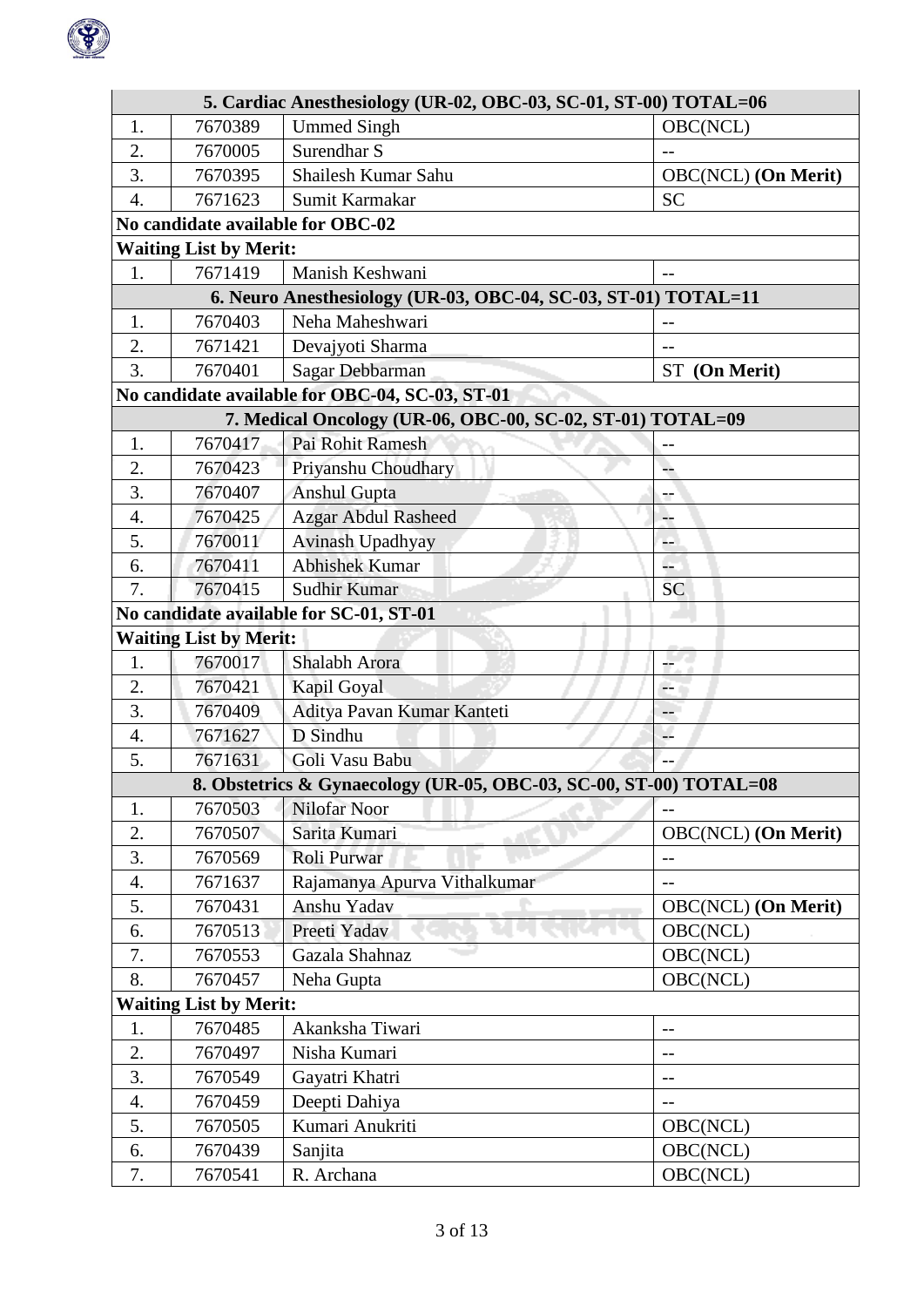| | | | |
|---|---|---|---|
| **5. Cardiac Anesthesiology (UR-02, OBC-03, SC-01, ST-00) TOTAL=06** | | | |
| 1. | 7670389 | Ummed Singh | OBC(NCL) |
| 2. | 7670005 | Surendhar S | -- |
| 3. | 7670395 | Shailesh Kumar Sahu | OBC(NCL) **(On Merit)** |
| 4. | 7671623 | Sumit Karmakar | SC |
| **No candidate available for OBC-02** | | | |
| **Waiting List by Merit:** | | | |
| 1. | 7671419 | Manish Keshwani | -- |
| **6. Neuro Anesthesiology (UR-03, OBC-04, SC-03, ST-01) TOTAL=11** | | | |
| 1. | 7670403 | Neha Maheshwari | -- |
| 2. | 7671421 | Devajyoti Sharma | -- |
| 3. | 7670401 | Sagar Debbarman | ST **(On Merit)** |
| **No candidate available for OBC-04, SC-03, ST-01** | | | |
| **7. Medical Oncology (UR-06, OBC-00, SC-02, ST-01) TOTAL=09** | | | |
| 1. | 7670417 | Pai Rohit Ramesh | -- |
| 2. | 7670423 | Priyanshu Choudhary | -- |
| 3. | 7670407 | Anshul Gupta | -- |
| 4. | 7670425 | Azgar Abdul Rasheed | -- |
| 5. | 7670011 | Avinash Upadhyay | -- |
| 6. | 7670411 | Abhishek Kumar | -- |
| 7. | 7670415 | Sudhir Kumar | SC |
| **No candidate available for SC-01, ST-01** | | | |
| **Waiting List by Merit:** | | | |
| 1. | 7670017 | Shalabh Arora | -- |
| 2. | 7670421 | Kapil Goyal | -- |
| 3. | 7670409 | Aditya Pavan Kumar Kanteti | -- |
| 4. | 7671627 | D Sindhu | -- |
| 5. | 7671631 | Goli Vasu Babu | -- |
| **8. Obstetrics & Gynaecology (UR-05, OBC-03, SC-00, ST-00) TOTAL=08** | | | |
| 1. | 7670503 | Nilofar Noor | -- |
| 2. | 7670507 | Sarita Kumari | OBC(NCL) **(On Merit)** |
| 3. | 7670569 | Roli Purwar | -- |
| 4. | 7671637 | Rajamanya Apurva Vithalkumar | -- |
| 5. | 7670431 | Anshu Yadav | OBC(NCL) **(On Merit)** |
| 6. | 7670513 | Preeti Yadav | OBC(NCL) |
| 7. | 7670553 | Gazala Shahnaz | OBC(NCL) |
| 8. | 7670457 | Neha Gupta | OBC(NCL) |
| **Waiting List by Merit:** | | | |
| 1. | 7670485 | Akanksha Tiwari | -- |
| 2. | 7670497 | Nisha Kumari | -- |
| 3. | 7670549 | Gayatri Khatri | -- |
| 4. | 7670459 | Deepti Dahiya | -- |
| 5. | 7670505 | Kumari Anukriti | OBC(NCL) |
| 6. | 7670439 | Sanjita | OBC(NCL) |
| 7. | 7670541 | R. Archana | OBC(NCL) |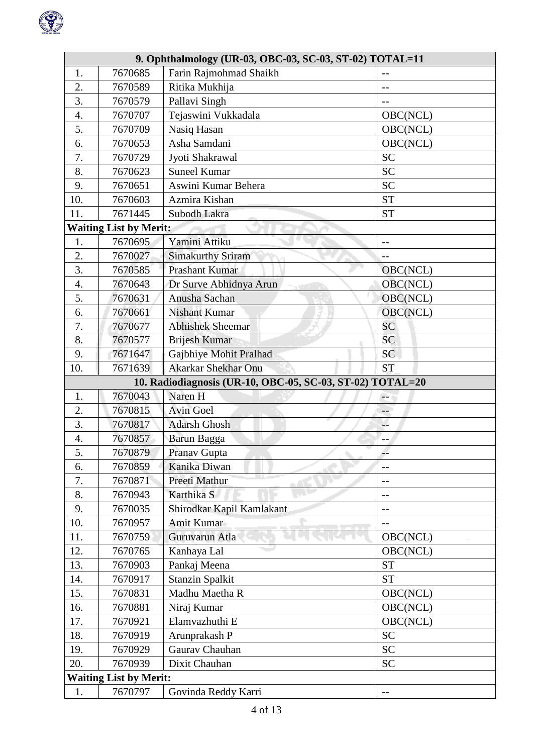| 9. Ophthalmology (UR-03, OBC-03, SC-03, ST-02) TOTAL=11 | | | |
|---|---|---|---|
| 1. | 7670685 | Farin Rajmohmad Shaikh | -- |
| 2. | 7670589 | Ritika Mukhija | -- |
| 3. | 7670579 | Pallavi Singh | -- |
| 4. | 7670707 | Tejaswini Vukkadala | OBC(NCL) |
| 5. | 7670709 | Nasiq Hasan | OBC(NCL) |
| 6. | 7670653 | Asha Samdani | OBC(NCL) |
| 7. | 7670729 | Jyoti Shakrawal | SC |
| 8. | 7670623 | Suneel Kumar | SC |
| 9. | 7670651 | Aswini Kumar Behera | SC |
| 10. | 7670603 | Azmira Kishan | ST |
| 11. | 7671445 | Subodh Lakra | ST |
| **Waiting List by Merit:** | | | |
| 1. | 7670695 | Yamini Attiku | -- |
| 2. | 7670027 | Simakurthy Sriram | -- |
| 3. | 7670585 | Prashant Kumar | OBC(NCL) |
| 4. | 7670643 | Dr Surve Abhidnya Arun | OBC(NCL) |
| 5. | 7670631 | Anusha Sachan | OBC(NCL) |
| 6. | 7670661 | Nishant Kumar | OBC(NCL) |
| 7. | 7670677 | Abhishek Sheemar | SC |
| 8. | 7670577 | Brijesh Kumar | SC |
| 9. | 7671647 | Gajbhiye Mohit Pralhad | SC |
| 10. | 7671639 | Akarkar Shekhar Onu | ST |

| 10. Radiodiagnosis (UR-10, OBC-05, SC-03, ST-02) TOTAL=20 | | | |
|---|---|---|---|
| 1. | 7670043 | Naren H | -- |
| 2. | 7670815 | Avin Goel | -- |
| 3. | 7670817 | Adarsh Ghosh | -- |
| 4. | 7670857 | Barun Bagga | -- |
| 5. | 7670879 | Pranav Gupta | -- |
| 6. | 7670859 | Kanika Diwan | -- |
| 7. | 7670871 | Preeti Mathur | -- |
| 8. | 7670943 | Karthika S | -- |
| 9. | 7670035 | Shirodkar Kapil Kamlakant | -- |
| 10. | 7670957 | Amit Kumar | -- |
| 11. | 7670759 | Guruvarun Atla | OBC(NCL) |
| 12. | 7670765 | Kanhaya Lal | OBC(NCL) |
| 13. | 7670903 | Pankaj Meena | ST |
| 14. | 7670917 | Stanzin Spalkit | ST |
| 15. | 7670831 | Madhu Maetha R | OBC(NCL) |
| 16. | 7670881 | Niraj Kumar | OBC(NCL) |
| 17. | 7670921 | Elamvazhuthi E | OBC(NCL) |
| 18. | 7670919 | Arunprakash P | SC |
| 19. | 7670929 | Gaurav Chauhan | SC |
| 20. | 7670939 | Dixit Chauhan | SC |
| **Waiting List by Merit:** | | | |
| 1. | 7670797 | Govinda Reddy Karri | -- |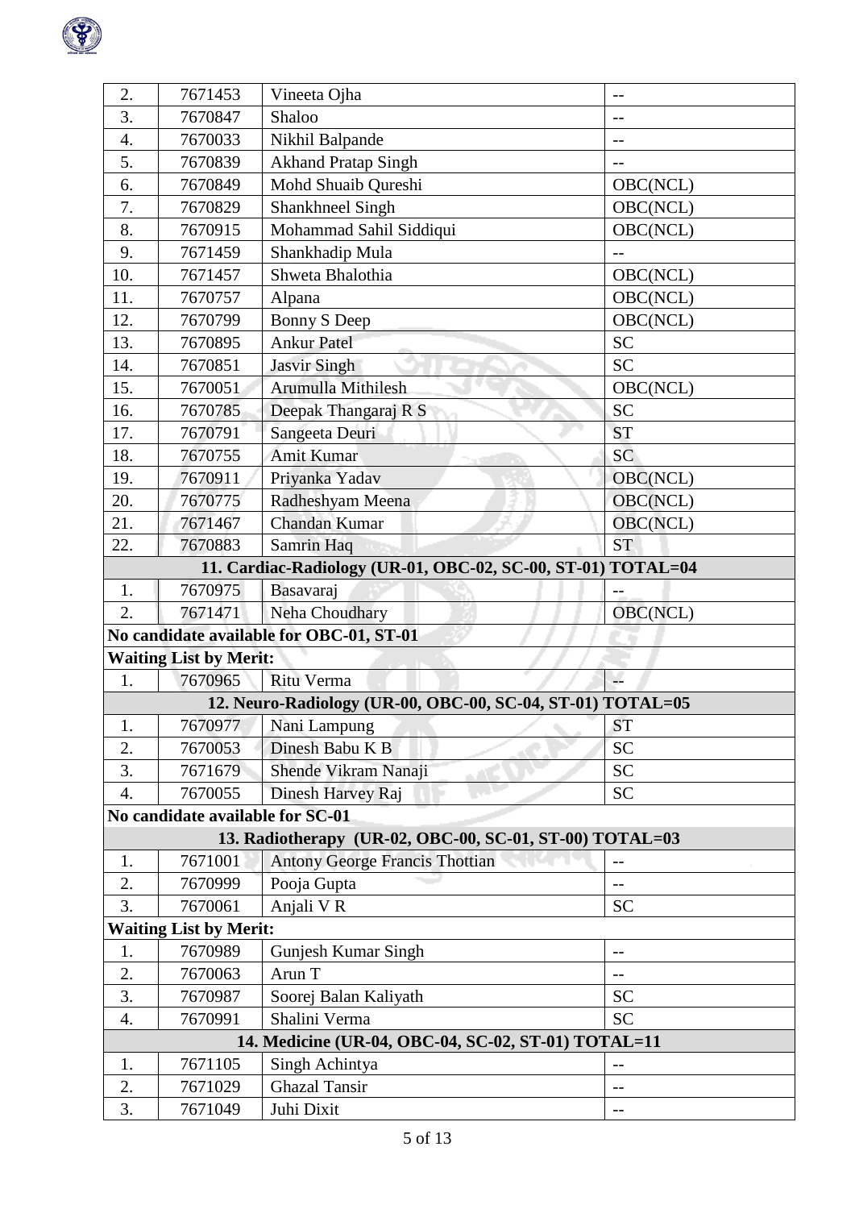| | | | |
|---|---|---|---|
| 2. | 7671453 | Vineeta Ojha | -- |
| 3. | 7670847 | Shaloo | -- |
| 4. | 7670033 | Nikhil Balpande | -- |
| 5. | 7670839 | Akhand Pratap Singh | -- |
| 6. | 7670849 | Mohd Shuaib Qureshi | OBC(NCL) |
| 7. | 7670829 | Shankhneel Singh | OBC(NCL) |
| 8. | 7670915 | Mohammad Sahil Siddiqui | OBC(NCL) |
| 9. | 7671459 | Shankhadip Mula | -- |
| 10. | 7671457 | Shweta Bhalothia | OBC(NCL) |
| 11. | 7670757 | Alpana | OBC(NCL) |
| 12. | 7670799 | Bonny S Deep | OBC(NCL) |
| 13. | 7670895 | Ankur Patel | SC |
| 14. | 7670851 | Jasvir Singh | SC |
| 15. | 7670051 | Arumulla Mithilesh | OBC(NCL) |
| 16. | 7670785 | Deepak Thangaraj R S | SC |
| 17. | 7670791 | Sangeeta Deuri | ST |
| 18. | 7670755 | Amit Kumar | SC |
| 19. | 7670911 | Priyanka Yadav | OBC(NCL) |
| 20. | 7670775 | Radheshyam Meena | OBC(NCL) |
| 21. | 7671467 | Chandan Kumar | OBC(NCL) |
| 22. | 7670883 | Samrin Haq | ST |
| **11. Cardiac-Radiology (UR-01, OBC-02, SC-00, ST-01) TOTAL=04** | | | |
| 1. | 7670975 | Basavaraj | -- |
| 2. | 7671471 | Neha Choudhary | OBC(NCL) |
| **No candidate available for OBC-01, ST-01** | | | |
| **Waiting List by Merit:** | | | |
| 1. | 7670965 | Ritu Verma | -- |
| **12. Neuro-Radiology (UR-00, OBC-00, SC-04, ST-01) TOTAL=05** | | | |
| 1. | 7670977 | Nani Lampung | ST |
| 2. | 7670053 | Dinesh Babu K B | SC |
| 3. | 7671679 | Shende Vikram Nanaji | SC |
| 4. | 7670055 | Dinesh Harvey Raj | SC |
| **No candidate available for SC-01** | | | |
| **13. Radiotherapy (UR-02, OBC-00, SC-01, ST-00) TOTAL=03** | | | |
| 1. | 7671001 | Antony George Francis Thottian | -- |
| 2. | 7670999 | Pooja Gupta | -- |
| 3. | 7670061 | Anjali V R | SC |
| **Waiting List by Merit:** | | | |
| 1. | 7670989 | Gunjesh Kumar Singh | -- |
| 2. | 7670063 | Arun T | -- |
| 3. | 7670987 | Soorej Balan Kaliyath | SC |
| 4. | 7670991 | Shalini Verma | SC |
| **14. Medicine (UR-04, OBC-04, SC-02, ST-01) TOTAL=11** | | | |
| 1. | 7671105 | Singh Achintya | -- |
| 2. | 7671029 | Ghazal Tansir | -- |
| 3. | 7671049 | Juhi Dixit | -- |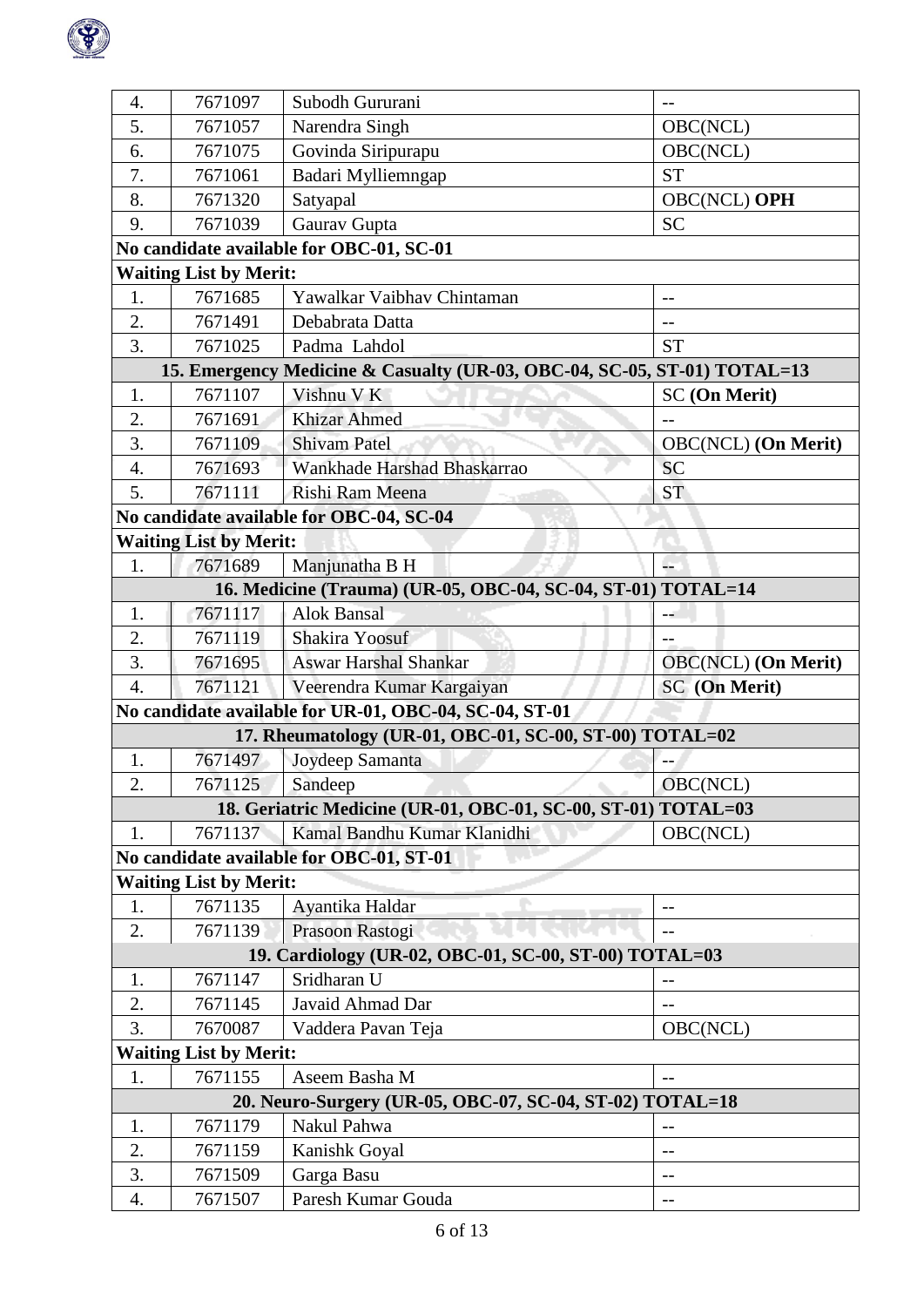| | | | |
|---|---|---|---|
| 4. | 7671097 | Subodh Gururani | -- |
| 5. | 7671057 | Narendra Singh | OBC(NCL) |
| 6. | 7671075 | Govinda Siripurapu | OBC(NCL) |
| 7. | 7671061 | Badari Mylliemngap | ST |
| 8. | 7671320 | Satyapal | OBC(NCL) **OPH** |
| 9. | 7671039 | Gaurav Gupta | SC |
| **No candidate available for OBC-01, SC-01** | | | |
| **Waiting List by Merit:** | | | |
| 1. | 7671685 | Yawalkar Vaibhav Chintaman | -- |
| 2. | 7671491 | Debabrata Datta | -- |
| 3. | 7671025 | Padma Lahdol | ST |
| **15. Emergency Medicine & Casualty (UR-03, OBC-04, SC-05, ST-01) TOTAL=13** | | | |
| 1. | 7671107 | Vishnu V K | SC **(On Merit)** |
| 2. | 7671691 | Khizar Ahmed | -- |
| 3. | 7671109 | Shivam Patel | OBC(NCL) **(On Merit)** |
| 4. | 7671693 | Wankhade Harshad Bhaskarrao | SC |
| 5. | 7671111 | Rishi Ram Meena | ST |
| **No candidate available for OBC-04, SC-04** | | | |
| **Waiting List by Merit:** | | | |
| 1. | 7671689 | Manjunatha B H | -- |
| **16. Medicine (Trauma) (UR-05, OBC-04, SC-04, ST-01) TOTAL=14** | | | |
| 1. | 7671117 | Alok Bansal | -- |
| 2. | 7671119 | Shakira Yoosuf | -- |
| 3. | 7671695 | Aswar Harshal Shankar | OBC(NCL) **(On Merit)** |
| 4. | 7671121 | Veerendra Kumar Kargaiyan | SC **(On Merit)** |
| **No candidate available for UR-01, OBC-04, SC-04, ST-01** | | | |
| **17. Rheumatology (UR-01, OBC-01, SC-00, ST-00) TOTAL=02** | | | |
| 1. | 7671497 | Joydeep Samanta | -- |
| 2. | 7671125 | Sandeep | OBC(NCL) |
| **18. Geriatric Medicine (UR-01, OBC-01, SC-00, ST-01) TOTAL=03** | | | |
| 1. | 7671137 | Kamal Bandhu Kumar Klanidhi | OBC(NCL) |
| **No candidate available for OBC-01, ST-01** | | | |
| **Waiting List by Merit:** | | | |
| 1. | 7671135 | Ayantika Haldar | -- |
| 2. | 7671139 | Prasoon Rastogi | -- |
| **19. Cardiology (UR-02, OBC-01, SC-00, ST-00) TOTAL=03** | | | |
| 1. | 7671147 | Sridharan U | -- |
| 2. | 7671145 | Javaid Ahmad Dar | -- |
| 3. | 7670087 | Vaddera Pavan Teja | OBC(NCL) |
| **Waiting List by Merit:** | | | |
| 1. | 7671155 | Aseem Basha M | -- |
| **20. Neuro-Surgery (UR-05, OBC-07, SC-04, ST-02) TOTAL=18** | | | |
| 1. | 7671179 | Nakul Pahwa | -- |
| 2. | 7671159 | Kanishk Goyal | -- |
| 3. | 7671509 | Garga Basu | -- |
| 4. | 7671507 | Paresh Kumar Gouda | -- |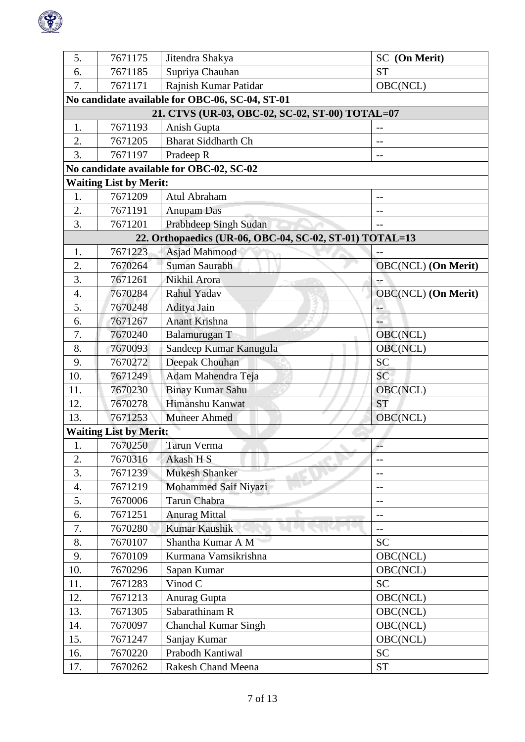| | | | |
|---|---|---|---|
| 5. | 7671175 | Jitendra Shakya | SC **(On Merit)** |
| 6. | 7671185 | Supriya Chauhan | ST |
| 7. | 7671171 | Rajnish Kumar Patidar | OBC(NCL) |
| **No candidate available for OBC-06, SC-04, ST-01** | | | |
| **21. CTVS (UR-03, OBC-02, SC-02, ST-00) TOTAL=07** | | | |
| 1. | 7671193 | Anish Gupta | -- |
| 2. | 7671205 | Bharat Siddharth Ch | -- |
| 3. | 7671197 | Pradeep R | -- |
| **No candidate available for OBC-02, SC-02** | | | |
| **Waiting List by Merit:** | | | |
| 1. | 7671209 | Atul Abraham | -- |
| 2. | 7671191 | Anupam Das | -- |
| 3. | 7671201 | Prabhdeep Singh Sudan | -- |
| **22. Orthopaedics (UR-06, OBC-04, SC-02, ST-01) TOTAL=13** | | | |
| 1. | 7671223 | Asjad Mahmood | -- |
| 2. | 7670264 | Suman Saurabh | OBC(NCL) **(On Merit)** |
| 3. | 7671261 | Nikhil Arora | -- |
| 4. | 7670284 | Rahul Yadav | OBC(NCL) **(On Merit)** |
| 5. | 7670248 | Aditya Jain | -- |
| 6. | 7671267 | Anant Krishna | -- |
| 7. | 7670240 | Balamurugan T | OBC(NCL) |
| 8. | 7670093 | Sandeep Kumar Kanugula | OBC(NCL) |
| 9. | 7670272 | Deepak Chouhan | SC |
| 10. | 7671249 | Adam Mahendra Teja | SC |
| 11. | 7670230 | Binay Kumar Sahu | OBC(NCL) |
| 12. | 7670278 | Himanshu Kanwat | ST |
| 13. | 7671253 | Muneer Ahmed | OBC(NCL) |
| **Waiting List by Merit:** | | | |
| 1. | 7670250 | Tarun Verma | -- |
| 2. | 7670316 | Akash H S | -- |
| 3. | 7671239 | Mukesh Shanker | -- |
| 4. | 7671219 | Mohammed Saif Niyazi | -- |
| 5. | 7670006 | Tarun Chabra | -- |
| 6. | 7671251 | Anurag Mittal | -- |
| 7. | 7670280 | Kumar Kaushik | -- |
| 8. | 7670107 | Shantha Kumar A M | SC |
| 9. | 7670109 | Kurmana Vamsikrishna | OBC(NCL) |
| 10. | 7670296 | Sapan Kumar | OBC(NCL) |
| 11. | 7671283 | Vinod C | SC |
| 12. | 7671213 | Anurag Gupta | OBC(NCL) |
| 13. | 7671305 | Sabarathinam R | OBC(NCL) |
| 14. | 7670097 | Chanchal Kumar Singh | OBC(NCL) |
| 15. | 7671247 | Sanjay Kumar | OBC(NCL) |
| 16. | 7670220 | Prabodh Kantiwal | SC |
| 17. | 7670262 | Rakesh Chand Meena | ST |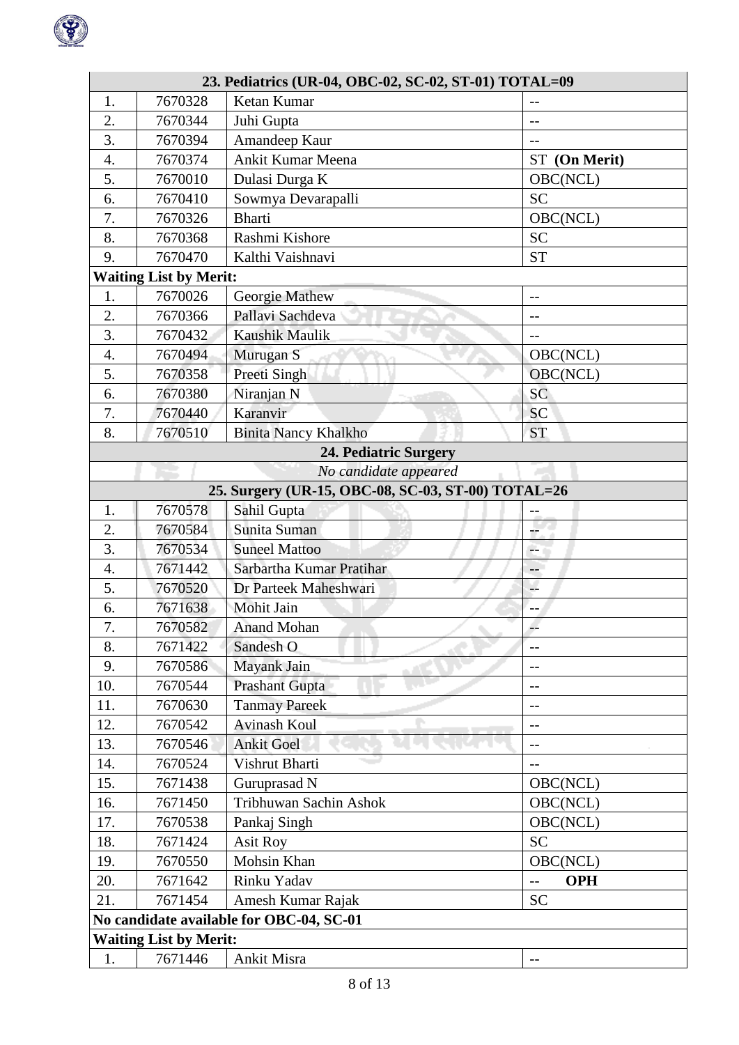| | | 23. Pediatrics (UR-04, OBC-02, SC-02, ST-01) TOTAL=09 | |
|---|---|---|---|
| 1. | 7670328 | Ketan Kumar | -- |
| 2. | 7670344 | Juhi Gupta | -- |
| 3. | 7670394 | Amandeep Kaur | -- |
| 4. | 7670374 | Ankit Kumar Meena | ST **(On Merit)** |
| 5. | 7670010 | Dulasi Durga K | OBC(NCL) |
| 6. | 7670410 | Sowmya Devarapalli | SC |
| 7. | 7670326 | Bharti | OBC(NCL) |
| 8. | 7670368 | Rashmi Kishore | SC |
| 9. | 7670470 | Kalthi Vaishnavi | ST |
| **Waiting List by Merit:** | | | |
| 1. | 7670026 | Georgie Mathew | -- |
| 2. | 7670366 | Pallavi Sachdeva | -- |
| 3. | 7670432 | Kaushik Maulik | -- |
| 4. | 7670494 | Murugan S | OBC(NCL) |
| 5. | 7670358 | Preeti Singh | OBC(NCL) |
| 6. | 7670380 | Niranjan N | SC |
| 7. | 7670440 | Karanvir | SC |
| 8. | 7670510 | Binita Nancy Khalkho | ST |
| | | **24. Pediatric Surgery** | |
| | | *No candidate appeared* | |
| | | **25. Surgery (UR-15, OBC-08, SC-03, ST-00) TOTAL=26** | |
| 1. | 7670578 | Sahil Gupta | -- |
| 2. | 7670584 | Sunita Suman | -- |
| 3. | 7670534 | Suneel Mattoo | -- |
| 4. | 7671442 | Sarbartha Kumar Pratihar | -- |
| 5. | 7670520 | Dr Parteek Maheshwari | -- |
| 6. | 7671638 | Mohit Jain | -- |
| 7. | 7670582 | Anand Mohan | -- |
| 8. | 7671422 | Sandesh O | -- |
| 9. | 7670586 | Mayank Jain | -- |
| 10. | 7670544 | Prashant Gupta | -- |
| 11. | 7670630 | Tanmay Pareek | -- |
| 12. | 7670542 | Avinash Koul | -- |
| 13. | 7670546 | Ankit Goel | -- |
| 14. | 7670524 | Vishrut Bharti | -- |
| 15. | 7671438 | Guruprasad N | OBC(NCL) |
| 16. | 7671450 | Tribhuwan Sachin Ashok | OBC(NCL) |
| 17. | 7670538 | Pankaj Singh | OBC(NCL) |
| 18. | 7671424 | Asit Roy | SC |
| 19. | 7670550 | Mohsin Khan | OBC(NCL) |
| 20. | 7671642 | Rinku Yadav | -- **OPH** |
| 21. | 7671454 | Amesh Kumar Rajak | SC |
| **No candidate available for OBC-04, SC-01** | | | |
| **Waiting List by Merit:** | | | |
| 1. | 7671446 | Ankit Misra | -- |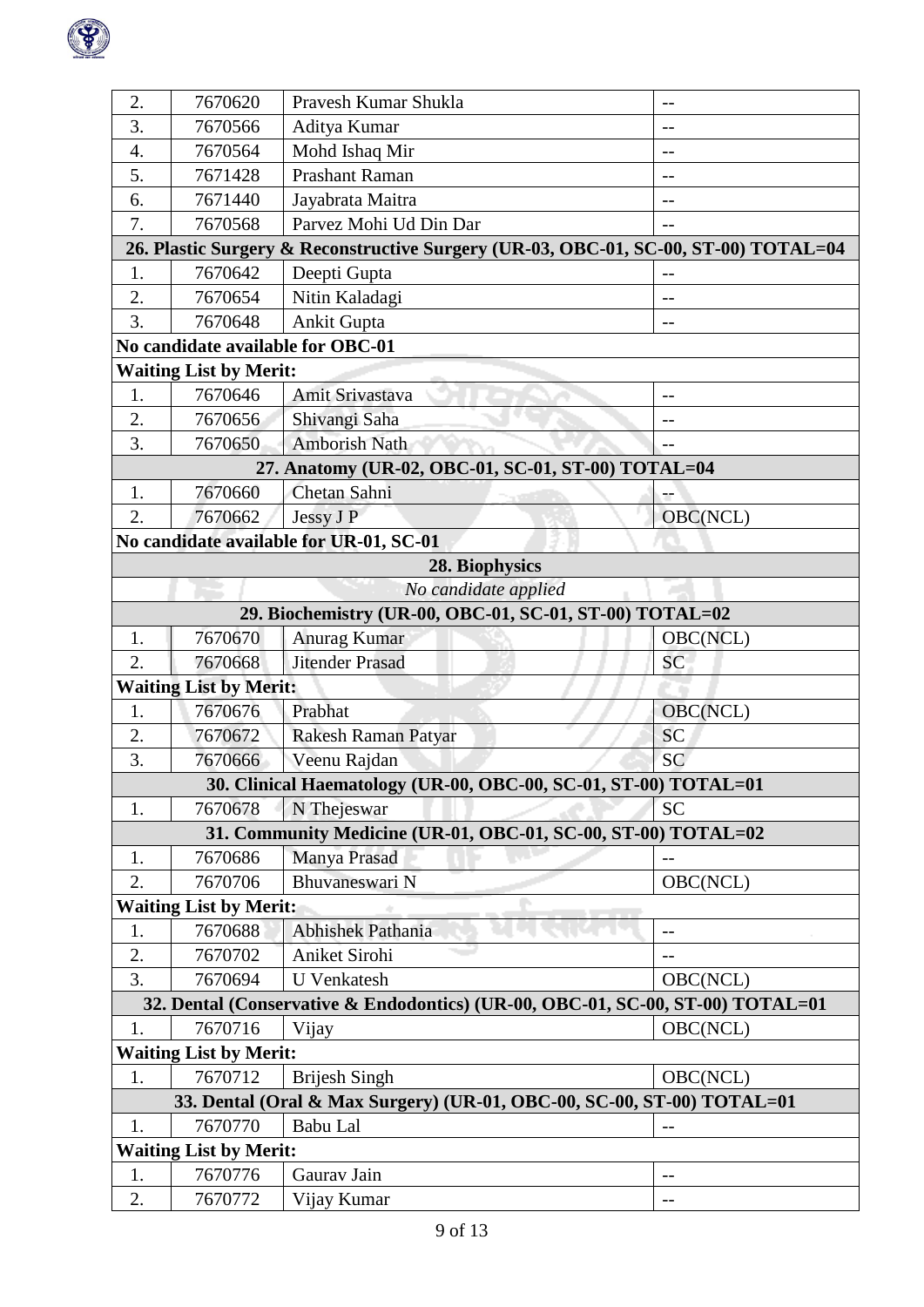| | | | |
|---|---|---|---|
| 2. | 7670620 | Pravesh Kumar Shukla | -- |
| 3. | 7670566 | Aditya Kumar | -- |
| 4. | 7670564 | Mohd Ishaq Mir | -- |
| 5. | 7671428 | Prashant Raman | -- |
| 6. | 7671440 | Jayabrata Maitra | -- |
| 7. | 7670568 | Parvez Mohi Ud Din Dar | -- |
| **26. Plastic Surgery & Reconstructive Surgery (UR-03, OBC-01, SC-00, ST-00) TOTAL=04** | | | |
| 1. | 7670642 | Deepti Gupta | -- |
| 2. | 7670654 | Nitin Kaladagi | -- |
| 3. | 7670648 | Ankit Gupta | -- |
| **No candidate available for OBC-01** | | | |
| **Waiting List by Merit:** | | | |
| 1. | 7670646 | Amit Srivastava | -- |
| 2. | 7670656 | Shivangi Saha | -- |
| 3. | 7670650 | Amborish Nath | -- |
| **27. Anatomy (UR-02, OBC-01, SC-01, ST-00) TOTAL=04** | | | |
| 1. | 7670660 | Chetan Sahni | -- |
| 2. | 7670662 | Jessy J P | OBC(NCL) |
| **No candidate available for UR-01, SC-01** | | | |
| **28. Biophysics** | | | |
| *No candidate applied* | | | |
| **29. Biochemistry (UR-00, OBC-01, SC-01, ST-00) TOTAL=02** | | | |
| 1. | 7670670 | Anurag Kumar | OBC(NCL) |
| 2. | 7670668 | Jitender Prasad | SC |
| **Waiting List by Merit:** | | | |
| 1. | 7670676 | Prabhat | OBC(NCL) |
| 2. | 7670672 | Rakesh Raman Patyar | SC |
| 3. | 7670666 | Veenu Rajdan | SC |
| **30. Clinical Haematology (UR-00, OBC-00, SC-01, ST-00) TOTAL=01** | | | |
| 1. | 7670678 | N Thejeswar | SC |
| **31. Community Medicine (UR-01, OBC-01, SC-00, ST-00) TOTAL=02** | | | |
| 1. | 7670686 | Manya Prasad | -- |
| 2. | 7670706 | Bhuvaneswari N | OBC(NCL) |
| **Waiting List by Merit:** | | | |
| 1. | 7670688 | Abhishek Pathania | -- |
| 2. | 7670702 | Aniket Sirohi | -- |
| 3. | 7670694 | U Venkatesh | OBC(NCL) |
| **32. Dental (Conservative & Endodontics) (UR-00, OBC-01, SC-00, ST-00) TOTAL=01** | | | |
| 1. | 7670716 | Vijay | OBC(NCL) |
| **Waiting List by Merit:** | | | |
| 1. | 7670712 | Brijesh Singh | OBC(NCL) |
| **33. Dental (Oral & Max Surgery) (UR-01, OBC-00, SC-00, ST-00) TOTAL=01** | | | |
| 1. | 7670770 | Babu Lal | -- |
| **Waiting List by Merit:** | | | |
| 1. | 7670776 | Gaurav Jain | -- |
| 2. | 7670772 | Vijay Kumar | -- |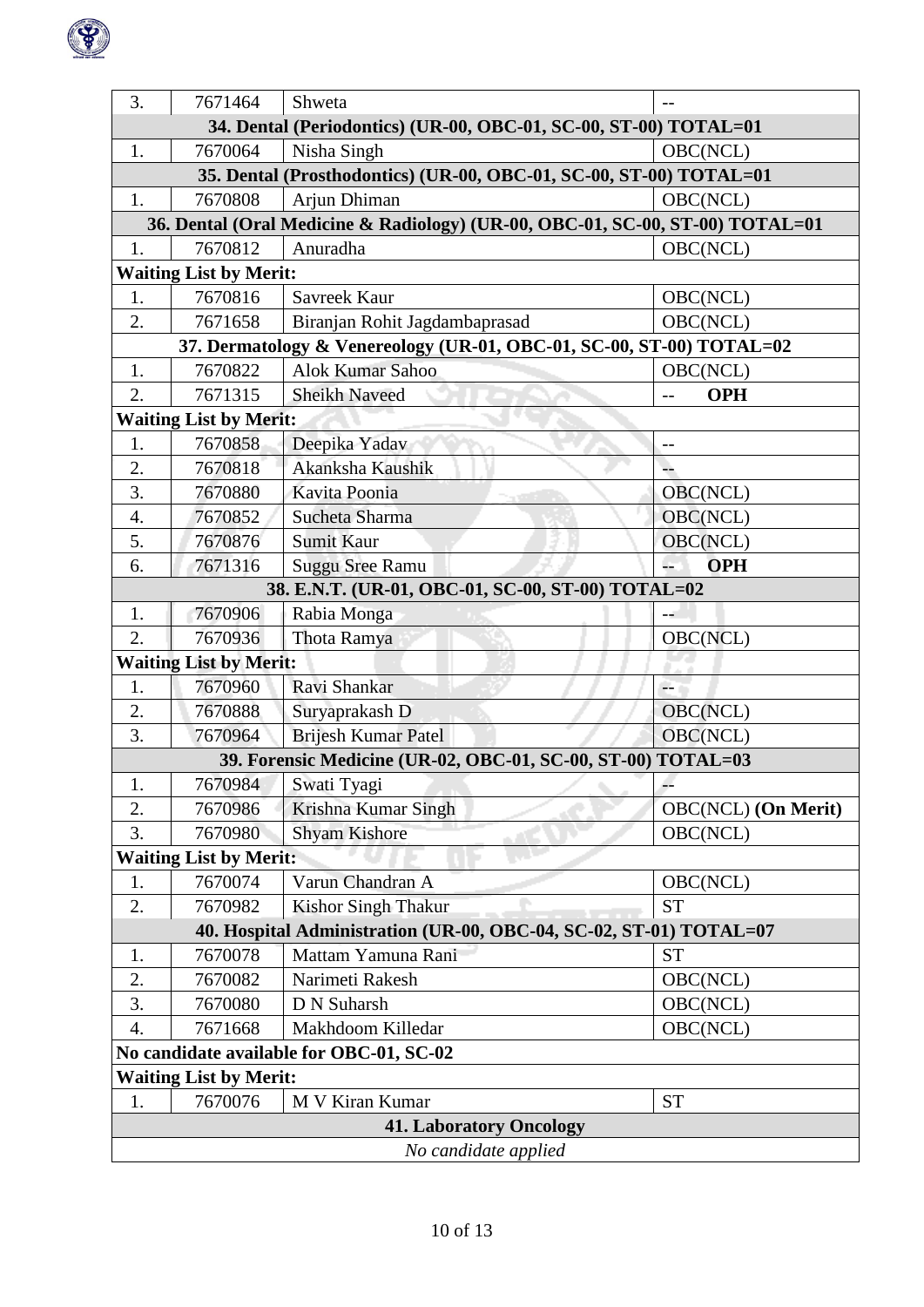| | | | |
|---|---|---|---|
| 3. | 7671464 | Shweta | -- |
| **34. Dental (Periodontics) (UR-00, OBC-01, SC-00, ST-00) TOTAL=01** | | | |
| 1. | 7670064 | Nisha Singh | OBC(NCL) |
| **35. Dental (Prosthodontics) (UR-00, OBC-01, SC-00, ST-00) TOTAL=01** | | | |
| 1. | 7670808 | Arjun Dhiman | OBC(NCL) |
| **36. Dental (Oral Medicine & Radiology) (UR-00, OBC-01, SC-00, ST-00) TOTAL=01** | | | |
| 1. | 7670812 | Anuradha | OBC(NCL) |
| **Waiting List by Merit:** | | | |
| 1. | 7670816 | Savreek Kaur | OBC(NCL) |
| 2. | 7671658 | Biranjan Rohit Jagdambaprasad | OBC(NCL) |
| **37. Dermatology & Venereology (UR-01, OBC-01, SC-00, ST-00) TOTAL=02** | | | |
| 1. | 7670822 | Alok Kumar Sahoo | OBC(NCL) |
| 2. | 7671315 | Sheikh Naveed | -- **OPH** |
| **Waiting List by Merit:** | | | |
| 1. | 7670858 | Deepika Yadav | -- |
| 2. | 7670818 | Akanksha Kaushik | -- |
| 3. | 7670880 | Kavita Poonia | OBC(NCL) |
| 4. | 7670852 | Sucheta Sharma | OBC(NCL) |
| 5. | 7670876 | Sumit Kaur | OBC(NCL) |
| 6. | 7671316 | Suggu Sree Ramu | -- **OPH** |
| **38. E.N.T. (UR-01, OBC-01, SC-00, ST-00) TOTAL=02** | | | |
| 1. | 7670906 | Rabia Monga | -- |
| 2. | 7670936 | Thota Ramya | OBC(NCL) |
| **Waiting List by Merit:** | | | |
| 1. | 7670960 | Ravi Shankar | -- |
| 2. | 7670888 | Suryaprakash D | OBC(NCL) |
| 3. | 7670964 | Brijesh Kumar Patel | OBC(NCL) |
| **39. Forensic Medicine (UR-02, OBC-01, SC-00, ST-00) TOTAL=03** | | | |
| 1. | 7670984 | Swati Tyagi | -- |
| 2. | 7670986 | Krishna Kumar Singh | OBC(NCL) **(On Merit)** |
| 3. | 7670980 | Shyam Kishore | OBC(NCL) |
| **Waiting List by Merit:** | | | |
| 1. | 7670074 | Varun Chandran A | OBC(NCL) |
| 2. | 7670982 | Kishor Singh Thakur | ST |
| **40. Hospital Administration (UR-00, OBC-04, SC-02, ST-01) TOTAL=07** | | | |
| 1. | 7670078 | Mattam Yamuna Rani | ST |
| 2. | 7670082 | Narimeti Rakesh | OBC(NCL) |
| 3. | 7670080 | D N Suharsh | OBC(NCL) |
| 4. | 7671668 | Makhdoom Killedar | OBC(NCL) |
| **No candidate available for OBC-01, SC-02** | | | |
| **Waiting List by Merit:** | | | |
| 1. | 7670076 | M V Kiran Kumar | ST |
| **41. Laboratory Oncology** | | | |
| *No candidate applied* | | | |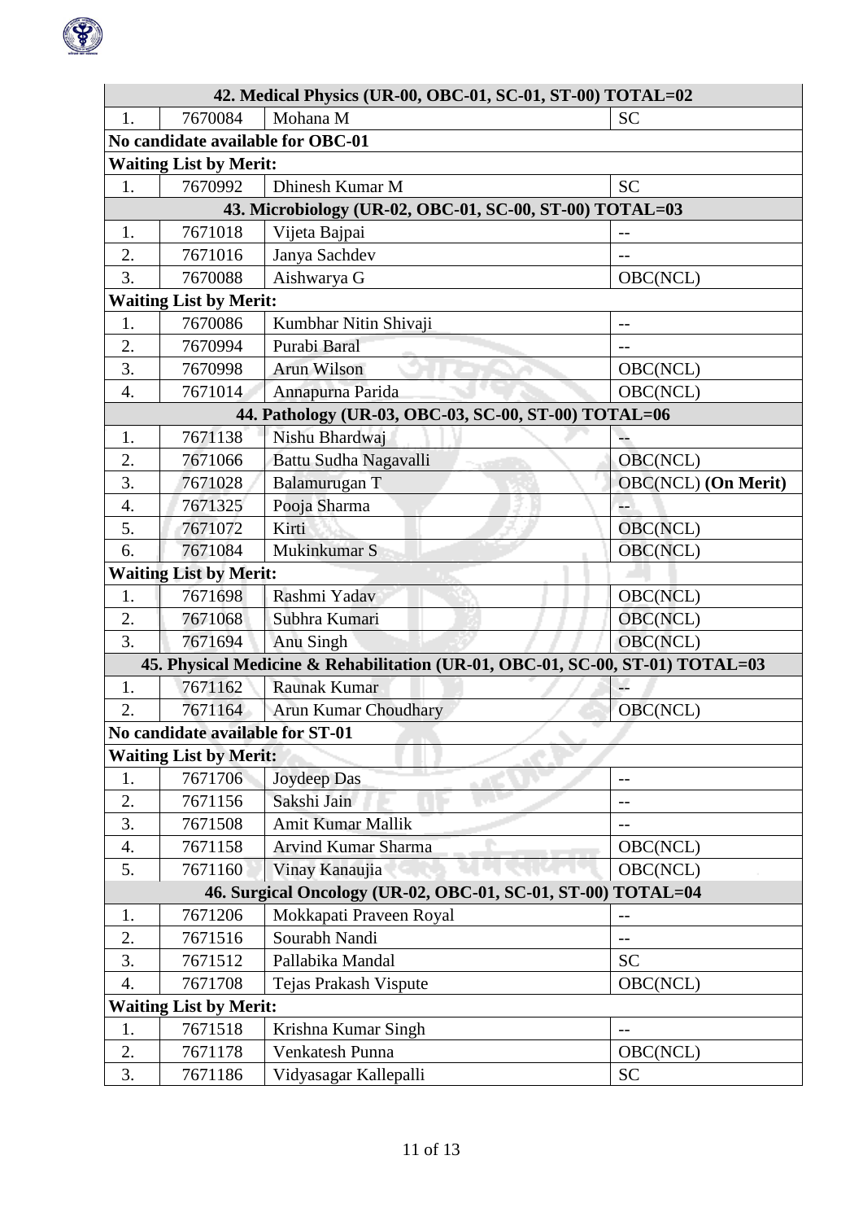| | | | |
|---|---|---|---|
| **42. Medical Physics (UR-00, OBC-01, SC-01, ST-00) TOTAL=02** | | | |
| 1. | 7670084 | Mohana M | SC |
| **No candidate available for OBC-01** | | | |
| **Waiting List by Merit:** | | | |
| 1. | 7670992 | Dhinesh Kumar M | SC |
| **43. Microbiology (UR-02, OBC-01, SC-00, ST-00) TOTAL=03** | | | |
| 1. | 7671018 | Vijeta Bajpai | -- |
| 2. | 7671016 | Janya Sachdev | -- |
| 3. | 7670088 | Aishwarya G | OBC(NCL) |
| **Waiting List by Merit:** | | | |
| 1. | 7670086 | Kumbhar Nitin Shivaji | -- |
| 2. | 7670994 | Purabi Baral | -- |
| 3. | 7670998 | Arun Wilson | OBC(NCL) |
| 4. | 7671014 | Annapurna Parida | OBC(NCL) |
| **44. Pathology (UR-03, OBC-03, SC-00, ST-00) TOTAL=06** | | | |
| 1. | 7671138 | Nishu Bhardwaj | -- |
| 2. | 7671066 | Battu Sudha Nagavalli | OBC(NCL) |
| 3. | 7671028 | Balamurugan T | OBC(NCL) **(On Merit)** |
| 4. | 7671325 | Pooja Sharma | -- |
| 5. | 7671072 | Kirti | OBC(NCL) |
| 6. | 7671084 | Mukinkumar S | OBC(NCL) |
| **Waiting List by Merit:** | | | |
| 1. | 7671698 | Rashmi Yadav | OBC(NCL) |
| 2. | 7671068 | Subhra Kumari | OBC(NCL) |
| 3. | 7671694 | Anu Singh | OBC(NCL) |
| **45. Physical Medicine & Rehabilitation (UR-01, OBC-01, SC-00, ST-01) TOTAL=03** | | | |
| 1. | 7671162 | Raunak Kumar | -- |
| 2. | 7671164 | Arun Kumar Choudhary | OBC(NCL) |
| **No candidate available for ST-01** | | | |
| **Waiting List by Merit:** | | | |
| 1. | 7671706 | Joydeep Das | -- |
| 2. | 7671156 | Sakshi Jain | -- |
| 3. | 7671508 | Amit Kumar Mallik | -- |
| 4. | 7671158 | Arvind Kumar Sharma | OBC(NCL) |
| 5. | 7671160 | Vinay Kanaujia | OBC(NCL) |
| **46. Surgical Oncology (UR-02, OBC-01, SC-01, ST-00) TOTAL=04** | | | |
| 1. | 7671206 | Mokkapati Praveen Royal | -- |
| 2. | 7671516 | Sourabh Nandi | -- |
| 3. | 7671512 | Pallabika Mandal | SC |
| 4. | 7671708 | Tejas Prakash Vispute | OBC(NCL) |
| **Waiting List by Merit:** | | | |
| 1. | 7671518 | Krishna Kumar Singh | -- |
| 2. | 7671178 | Venkatesh Punna | OBC(NCL) |
| 3. | 7671186 | Vidyasagar Kallepalli | SC |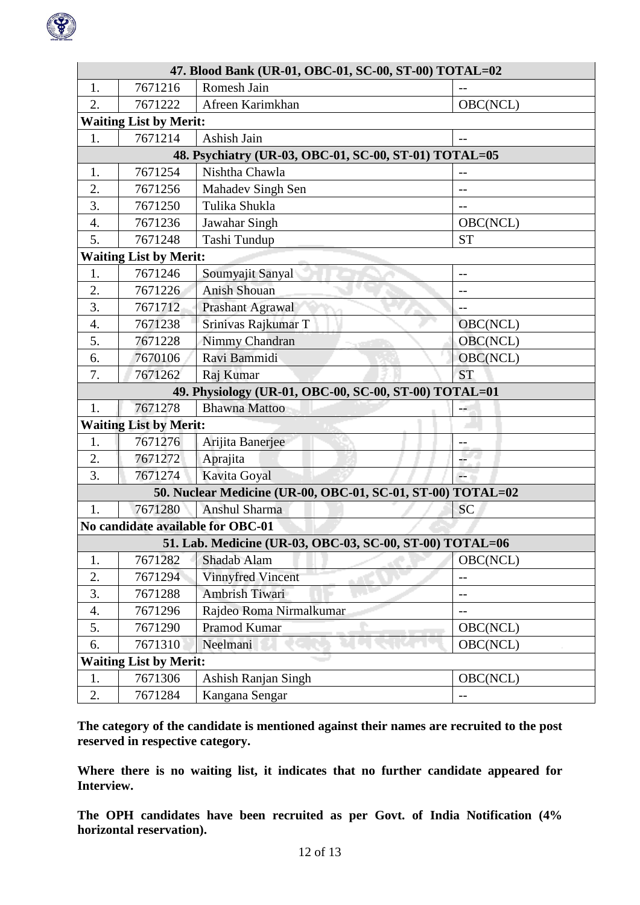| 47. Blood Bank (UR-01, OBC-01, SC-00, ST-00) TOTAL=02 | | | |
|---|---|---|---|
| 1. | 7671216 | Romesh Jain | -- |
| 2. | 7671222 | Afreen Karimkhan | OBC(NCL) |
| **Waiting List by Merit:** | | | |
| 1. | 7671214 | Ashish Jain | -- |
| **48. Psychiatry (UR-03, OBC-01, SC-00, ST-01) TOTAL=05** | | | |
| 1. | 7671254 | Nishtha Chawla | -- |
| 2. | 7671256 | Mahadev Singh Sen | -- |
| 3. | 7671250 | Tulika Shukla | -- |
| 4. | 7671236 | Jawahar Singh | OBC(NCL) |
| 5. | 7671248 | Tashi Tundup | ST |
| **Waiting List by Merit:** | | | |
| 1. | 7671246 | Soumyajit Sanyal | -- |
| 2. | 7671226 | Anish Shouan | -- |
| 3. | 7671712 | Prashant Agrawal | -- |
| 4. | 7671238 | Srinivas Rajkumar T | OBC(NCL) |
| 5. | 7671228 | Nimmy Chandran | OBC(NCL) |
| 6. | 7670106 | Ravi Bammidi | OBC(NCL) |
| 7. | 7671262 | Raj Kumar | ST |
| **49. Physiology (UR-01, OBC-00, SC-00, ST-00) TOTAL=01** | | | |
| 1. | 7671278 | Bhawna Mattoo | -- |
| **Waiting List by Merit:** | | | |
| 1. | 7671276 | Arijita Banerjee | -- |
| 2. | 7671272 | Aprajita | -- |
| 3. | 7671274 | Kavita Goyal | -- |
| **50. Nuclear Medicine (UR-00, OBC-01, SC-01, ST-00) TOTAL=02** | | | |
| 1. | 7671280 | Anshul Sharma | SC |
| **No candidate available for OBC-01** | | | |
| **51. Lab. Medicine (UR-03, OBC-03, SC-00, ST-00) TOTAL=06** | | | |
| 1. | 7671282 | Shadab Alam | OBC(NCL) |
| 2. | 7671294 | Vinnyfred Vincent | -- |
| 3. | 7671288 | Ambrish Tiwari | -- |
| 4. | 7671296 | Rajdeo Roma Nirmalkumar | -- |
| 5. | 7671290 | Pramod Kumar | OBC(NCL) |
| 6. | 7671310 | Neelmani | OBC(NCL) |
| **Waiting List by Merit:** | | | |
| 1. | 7671306 | Ashish Ranjan Singh | OBC(NCL) |
| 2. | 7671284 | Kangana Sengar | -- |

**The category of the candidate is mentioned against their names are recruited to the post reserved in respective category.**

**Where there is no waiting list, it indicates that no further candidate appeared for Interview.**

**The OPH candidates have been recruited as per Govt. of India Notification (4% horizontal reservation).**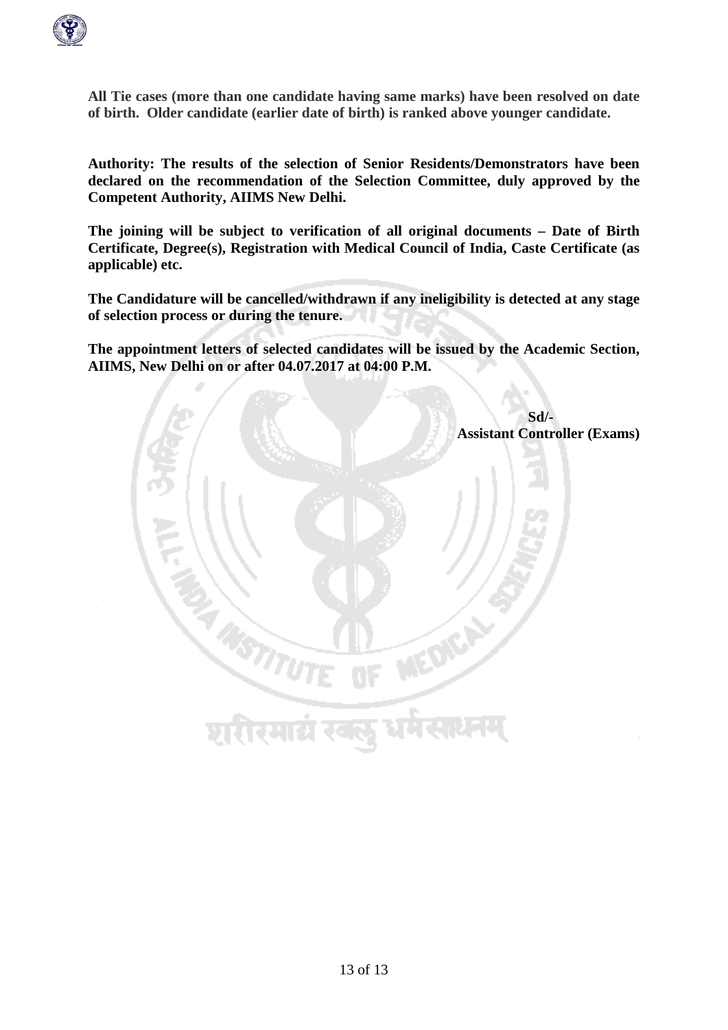**All Tie cases (more than one candidate having same marks) have been resolved on date of birth. Older candidate (earlier date of birth) is ranked above younger candidate.**

**Authority: The results of the selection of Senior Residents/Demonstrators have been declared on the recommendation of the Selection Committee, duly approved by the Competent Authority, AIIMS New Delhi.**

**The joining will be subject to verification of all original documents – Date of Birth Certificate, Degree(s), Registration with Medical Council of India, Caste Certificate (as applicable) etc.**

**The Candidature will be cancelled/withdrawn if any ineligibility is detected at any stage of selection process or during the tenure.**

**The appointment letters of selected candidates will be issued by the Academic Section, AIIMS, New Delhi on or after 04.07.2017 at 04:00 P.M.**

**Sd/-**
**Assistant Controller (Exams)**